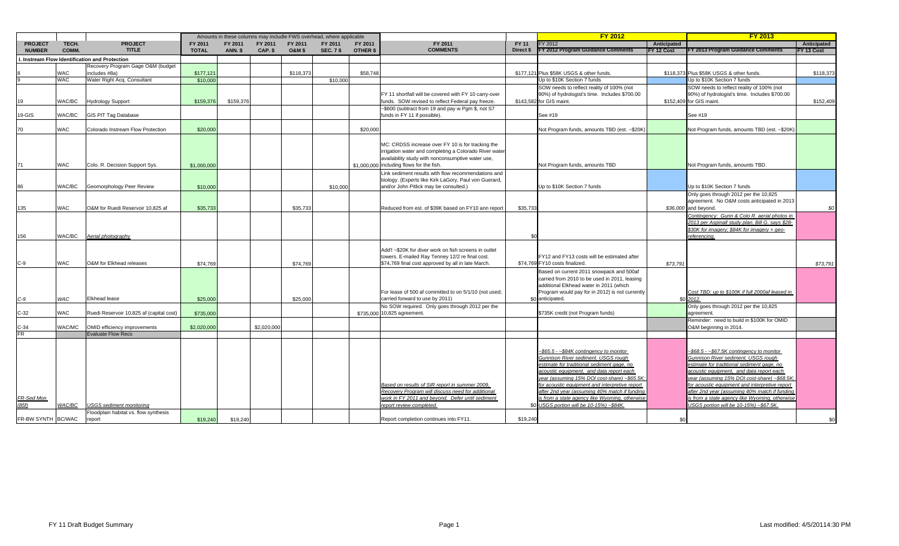| PROJECT NUMBER | TECH. COMM. | PROJECT TITLE | Amounts in these columns may include FWS overhead, where applicable FY 2011 TOTAL | FY 2011 ANN. $ | FY 2011 CAP. $ | FY 2011 O&M $ | FY 2011 SEC. 7 $ | FY 2011 OTHER $ | FY 2011 COMMENTS | FY 11 Direct $ | FY 2012 FY 2012 Program Guidance Comments | Anticipated FY 12 Cost | FY 2013 FY 2013 Program Guidance Comments | Anticipated FY 13 Cost |
|---|---|---|---|---|---|---|---|---|---|---|---|---|---|---|
| **I. Instream Flow Identification and Protection** | | | | | | | | | | | | | | |
| 8 | WAC | Recovery Program Gage O&M (budget includes #8a) | $177,121 | | | $118,373 | | $58,748 | | $177,121 | Plus $58K USGS & other funds. | $118,373 | Plus $58K USGS & other funds. | $118,373 |
| 9 | WAC | Water Right Acq. Consultant | $10,000 | | | | $10,000 | | | | Up to $10K Section 7 funds | | Up to $10K Section 7 funds | |
| 19 | WAC/BC | Hydrology Support | $159,376 | $159,376 | | | | | FY 11 shortfall will be covered with FY 10 carry-over funds. SOW revised to reflect Federal pay freeze. | $143,582 | SOW needs to reflect reality of 100% (not 90%) of hydrologist's time. Includes $700.00 for GIS maint. | $152,409 | SOW needs to reflect reality of 100% (not 90%) of hydrologist's time. Includes $700.00 for GIS maint. | $152,409 |
| 19-GIS | WAC/BC | GIS PIT Tag Database | | | | | | | ~$600 (subtract from 19 and pay w Pgm $, not S7 funds in FY 11 if possible). | | See #19 | | See #19 | |
| 70 | WAC | Colorado Instream Flow Protection | $20,000 | | | | | $20,000 | | | Not Program funds, amounts TBD (est. ~$20K) | | Not Program funds, amounts TBD (est. ~$20K) | |
| 71 | WAC | Colo. R. Decision Support Sys. | $1,000,000 | | | | | $1,000,000 | MC: CRDSS increase over FY 10 is for tracking the irrigation water and completing a Colorado River water availability study with nonconsumptive water use, including flows for the fish. | | Not Program funds, amounts TBD | | Not Program funds, amounts TBD. | |
| 86 | WAC/BC | Geomorphology Peer Review | $10,000 | | | | $10,000 | | Link sediment results with flow recommendations and biology. (Experts like Kirk LaGory, Paul von Guerard, and/or John Pitlick may be consulted.) | | Up to $10K Section 7 funds | | Up to $10K Section 7 funds | |
| 135 | WAC | O&M for Ruedi Reservoir 10,825 af | $35,733 | | | $35,733 | | | Reduced from est. of $39K based on FY10 ann report | $35,733 | | *$36,000* | Only goes through 2012 per the 10,825 agreement. No O&M costs anticipated in 2013 and beyond. | *$0* |
| 156 | WAC/BC | *Aerial photography* | | | | | | | | $0 | | | *Contingency: Gunn & Colo R. aerial photos in 2013 per Aspinall study plan. Bill G. says $28-$30K for imagery; $84K for imagery + geo-referencing.* | |
| C-9 | WAC | O&M for Elkhead releases | $74,769 | | | $74,769 | | | Add'l ~$20K for diver work on fish screens in outlet towers. E-mailed Ray Tenney 12/2 re final cost. $74,769 final cost approved by all in late March. | $74,769 | FY12 and FY13 costs will be estimated after FY10 costs finalized. | *$73,791* | | *$73,791* |
| *C-9* | *WAC* | Elkhead lease | $25,000 | | | $25,000 | | | For lease of 500 af committed to on 5/1/10 (not used; carried forward to use by 2011) | $0 | Based on current 2011 snowpack and 500af carried from 2010 to be used in 2011, leasing additional Elkhead water in 2011 (which Program would pay for in 2012) is not currently anticipated. | $0 | *Cost TBD: up to $100K if full 2000af leased in 2012.* | |
| C-32 | WAC | Ruedi Reservoir 10,825 af (capital cost) | $735,000 | | | | | $735,000 | No SOW required. Only goes through 2012 per the 10,825 agreement. | | $735K credit (not Program funds) | | Only goes through 2012 per the 10,825 agreement. | |
| C-34 | WAC/MC | OMID efficiency improvements | $2,020,000 | | $2,020,000 | | | | | | | | Reminder: need to build in $100K for OMID O&M beginning in 2014. | |
| FR | | Evaluate Flow Recs | | | | | | | | | | | | |
| *FR-Sed Mon (85f)* | *WAC/BC* | *USGS sediment monitoring* | | | | | | | *Based on results of SIR report in summer 2009, Recovery Program will discuss need for additional work in FY 2011 and beyond. Defer until sediment report review completed.* | $0 | *~$65.5 - ~$84K contingency to monitor Gunnison River sediment. USGS rough estimate for traditional sediment gage, no acoustic equipment, and data report each year (assuming 15% DOI cost-share) ~$65.5K; for acoustic equipment and interpretive report after 2nd year (assuming 40% match if funding is from a state agency like Wyoming, otherwise USGS portion will be 10-15%) ~$84K.* | | *~$68.5 - ~$67.5K contingency to monitor Gunnison River sediment. USGS rough estimate for traditional sediment gage, no acoustic equipment, and data report each year (assuming 15% DOI cost-share) ~$68.5K; for acoustic equipment and interpretive report after 2nd year (assuming 40% match if funding is from a state agency like Wyoming, otherwise USGS portion will be 10-15%) ~$67.5K.* | |
| FR-BW SYNTH | BC/WAC | Floodplain habitat vs. flow synthesis report | $19,240 | $19,240 | | | | | Report completion continues into FY11. | $19,240 | | $0 | | $0 |

FY 11 Draft Budget Summary

Last modified: 4/5/2011 4:30 PM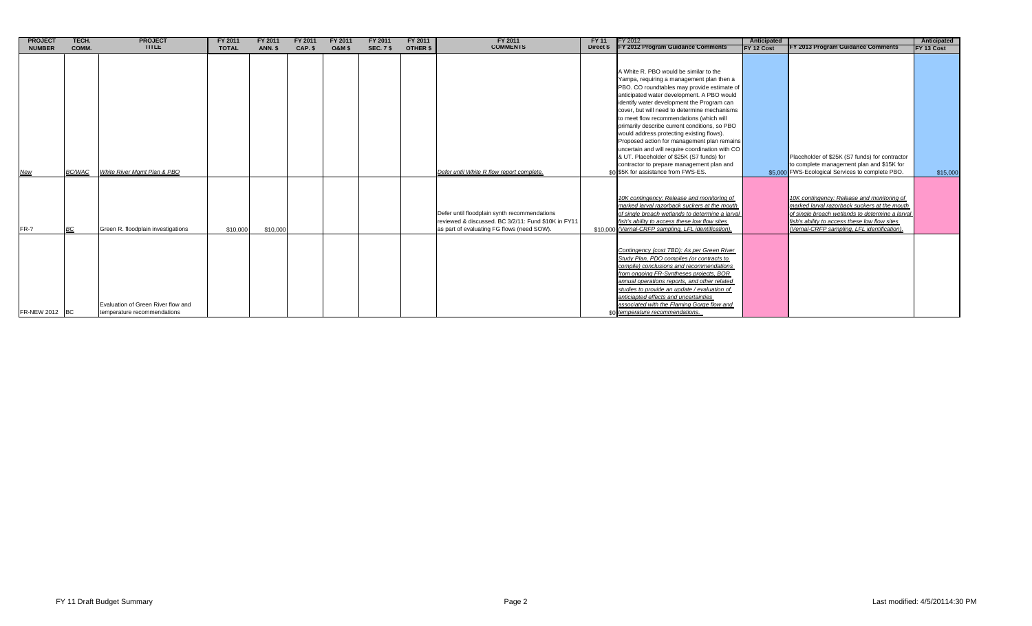| PROJECT NUMBER | TECH. COMM. | PROJECT TITLE | FY 2011 TOTAL | FY 2011 ANN. $ | FY 2011 CAP. $ | FY 2011 O&M $ | FY 2011 SEC. 7 $ | FY 2011 OTHER $ | FY 2011 COMMENTS | FY 11 Direct $ | FY 2012 FY 2012 Program Guidance Comments | Anticipated FY 12 Cost | FY 2013 Program Guidance Comments | Anticipated FY 13 Cost |
|---|---|---|---|---|---|---|---|---|---|---|---|---|---|---|
| *New* | *BC/WAC* | *White River Mgmt Plan & PBO* | | | | | | | *Defer until White R flow report complete.* | $0 | A White R. PBO would be similar to the Yampa, requiring a management plan then a PBO. CO roundtables may provide estimate of anticipated water development. A PBO would identify water development the Program can cover, but will need to determine mechanisms to meet flow recommendations (which will primarily describe current conditions, so PBO would address protecting existing flows). Proposed action for management plan remains uncertain and will require coordination with CO & UT. Placeholder of $25K (S7 funds) for contractor to prepare management plan and $5K for assistance from FWS-ES. | $5,000 | Placeholder of $25K (S7 funds) for contractor to complete management plan and $15K for FWS-Ecological Services to complete PBO. | $15,000 |
| FR-? | *BC* | Green R. floodplain investigations | $10,000 | $10,000 | | | | | Defer until floodplain synth recommendations reviewed & discussed. BC 3/2/11: Fund $10K in FY11 as part of evaluating FG flows (need SOW). | $10,000 | *10K contingency: Release and monitoring of marked larval razorback suckers at the mouth of single breach wetlands to determine a larval fish's ability to access these low flow sites (Vernal-CRFP sampling, LFL identification).* | | *10K contingency: Release and monitoring of marked larval razorback suckers at the mouth of single breach wetlands to determine a larval fish's ability to access these low flow sites (Vernal-CRFP sampling, LFL identification).* | |
| FR-NEW 2012 | BC | Evaluation of Green River flow and temperature recommendations | | | | | | | | $0 | *Contingency (cost TBD): As per Green River Study Plan, PDO compiles (or contracts to compile) conclusions and recommendations from ongoing FR-Syntheses projects, BOR annual operations reports, and other related studies to provide an update / evaluation of anticipated effects and uncertainties associated with the Flaming Gorge flow and temperature recommendations.* | | | |

FY 11 Draft Budget Summary

Last modified: 4/5/20114:30 PM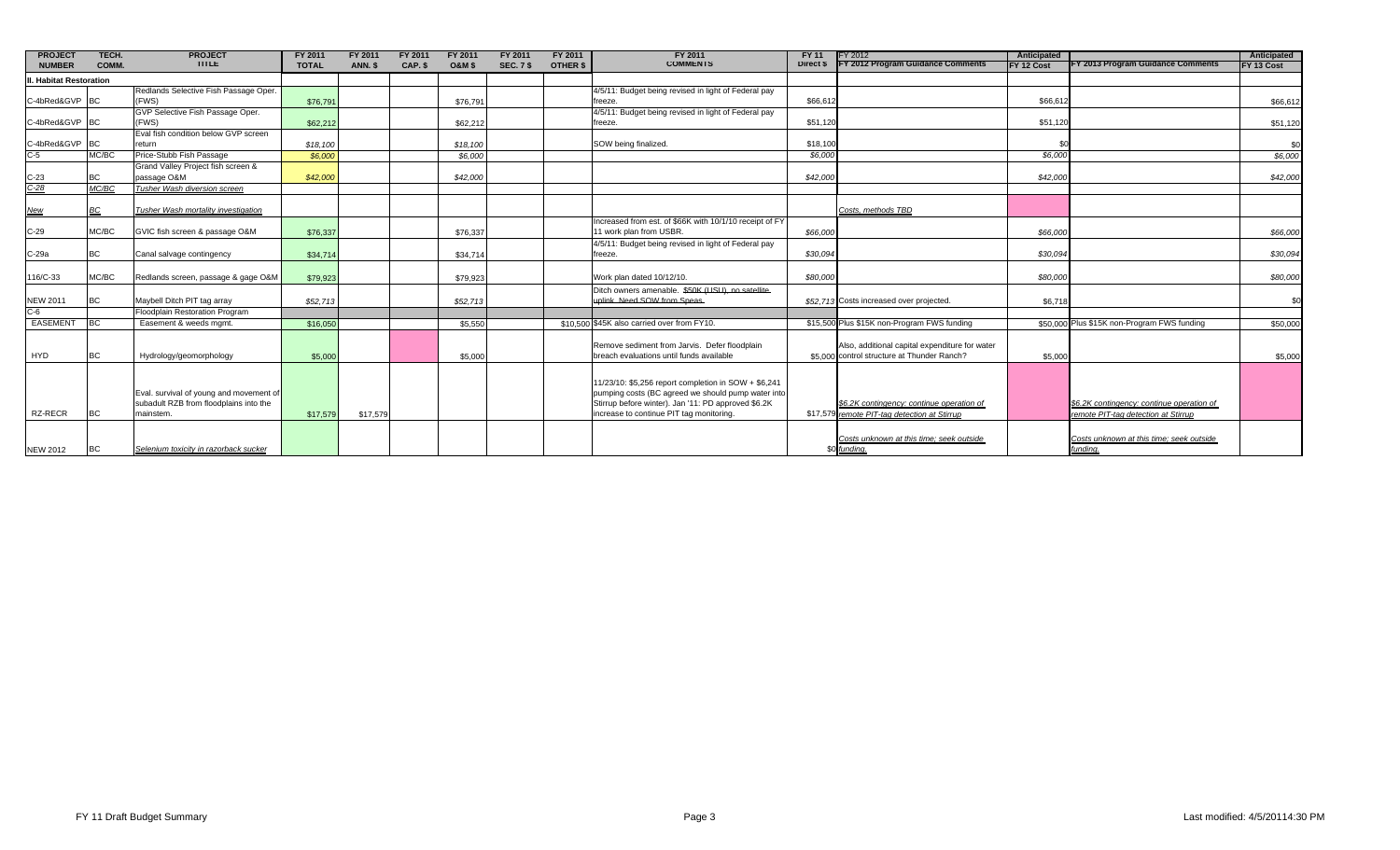| PROJECT NUMBER | TECH. COMM. | PROJECT TITLE | FY 2011 TOTAL | FY 2011 ANN. $ | FY 2011 CAP. $ | FY 2011 O&M $ | FY 2011 SEC. 7 $ | FY 2011 OTHER $ | FY 2011 COMMENTS | FY 11 Direct $ | FY 2012 FY 2012 Program Guidance Comments | Anticipated FY 12 Cost | FY 2013 Program Guidance Comments | Anticipated FY 13 Cost |
|---|---|---|---|---|---|---|---|---|---|---|---|---|---|---|
| **II. Habitat Restoration** | | | | | | | | | | | | | | |
| C-4bRed&GVP | BC | Redlands Selective Fish Passage Oper. (FWS) | $76,791 | | | $76,791 | | | 4/5/11: Budget being revised in light of Federal pay freeze. | $66,612 | | $66,612 | | $66,612 |
| C-4bRed&GVP | BC | GVP Selective Fish Passage Oper. (FWS) | $62,212 | | | $62,212 | | | 4/5/11: Budget being revised in light of Federal pay freeze. | $51,120 | | $51,120 | | $51,120 |
| C-4bRed&GVP | BC | Eval fish condition below GVP screen return | *$18,100* | | | *$18,100* | | | SOW being finalized. | $18,100 | | $0 | | $0 |
| C-5 | MC/BC | Price-Stubb Fish Passage | *$6,000* | | | *$6,000* | | | | *$6,000* | | *$6,000* | | *$6,000* |
| C-23 | BC | Grand Valley Project fish screen & passage O&M | *$42,000* | | | *$42,000* | | | | *$42,000* | | *$42,000* | | *$42,000* |
| *C-28* | *MC/BC* | *Tusher Wash diversion screen* | | | | | | | | | | | | |
| *New* | *BC* | *Tusher Wash mortality investigation* | | | | | | | | | *Costs, methods TBD* | | | |
| C-29 | MC/BC | GVIC fish screen & passage O&M | $76,337 | | | $76,337 | | | Increased from est. of $66K with 10/1/10 receipt of FY 11 work plan from USBR. | *$66,000* | | *$66,000* | | *$66,000* |
| C-29a | BC | Canal salvage contingency | $34,714 | | | $34,714 | | | 4/5/11: Budget being revised in light of Federal pay freeze. | *$30,094* | | *$30,094* | | *$30,094* |
| 116/C-33 | MC/BC | Redlands screen, passage & gage O&M | $79,923 | | | $79,923 | | | Work plan dated 10/12/10. | *$80,000* | | *$80,000* | | *$80,000* |
| NEW 2011 | BC | Maybell Ditch PIT tag array | *$52,713* | | | *$52,713* | | | Ditch owners amenable. ~~$50K (USU), no satellite uplink. Need SOW from Speas.~~ | *$52,713* | Costs increased over projected. | $6,718 | | $0 |
| C-6 | | Floodplain Restoration Program | | | | | | | | | | | | |
| EASEMENT | BC | Easement & weeds mgmt. | $16,050 | | | $5,550 | | $10,500 | $45K also carried over from FY10. | $15,500 | Plus $15K non-Program FWS funding | $50,000 | Plus $15K non-Program FWS funding | $50,000 |
| HYD | BC | Hydrology/geomorphology | $5,000 | | | $5,000 | | | Remove sediment from Jarvis. Defer floodplain breach evaluations until funds available | $5,000 | Also, additional capital expenditure for water control structure at Thunder Ranch? | $5,000 | | $5,000 |
| RZ-RECR | BC | Eval. survival of young and movement of subadult RZB from floodplains into the mainstem. | $17,579 | $17,579 | | | | | 11/23/10: $5,256 report completion in SOW + $6,241 pumping costs (BC agreed we should pump water into Stirrup before winter). Jan '11: PD approved $6.2K increase to continue PIT tag monitoring. | $17,579 | *$6.2K contingency: continue operation of remote PIT-tag detection at Stirrup* | | *$6.2K contingency: continue operation of remote PIT-tag detection at Stirrup* | |
| NEW 2012 | BC | *Selenium toxicity in razorback sucker* | | | | | | | | $0 | *Costs unknown at this time; seek outside funding.* | | *Costs unknown at this time; seek outside funding.* | |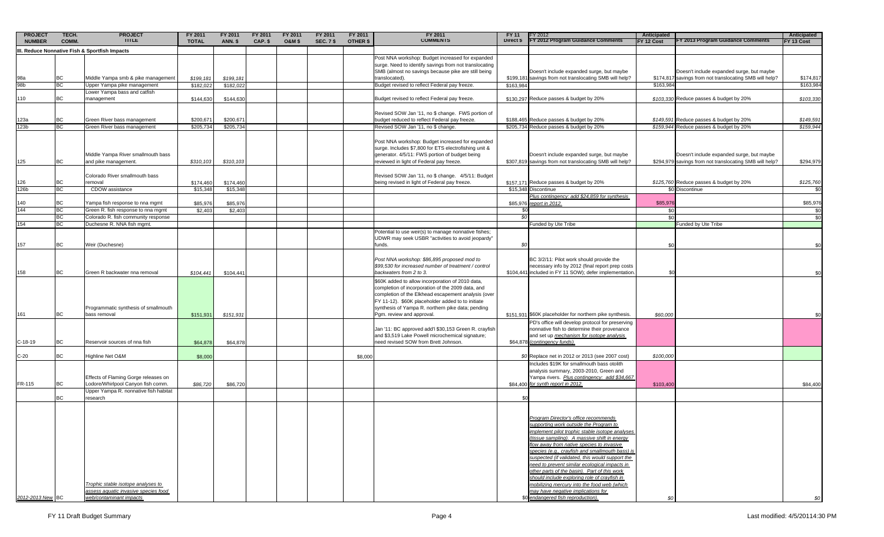| PROJECT NUMBER | TECH. COMM. | PROJECT TITLE | FY 2011 TOTAL | FY 2011 ANN. $ | FY 2011 CAP. $ | FY 2011 O&M $ | FY 2011 SEC. 7 $ | FY 2011 OTHER $ | FY 2011 COMMENTS | FY 11 Direct $ | FY 2012 FY 2012 Program Guidance Comments | Anticipated FY 12 Cost | FY 2013 Program Guidance Comments | Anticipated FY 13 Cost |
|---|---|---|---|---|---|---|---|---|---|---|---|---|---|---|
| **III. Reduce Nonnative Fish & Sportfish Impacts** | | | | | | | | | | | | | | |
| 98a | BC | Middle Yampa smb & pike management | *$199,181* | *$199,181* | | | | | Post NNA workshop: Budget increased for expanded surge. Need to identify savings from not translocating SMB (almost no savings because pike are still being translocated). | $199,181 | Doesn't include expanded surge, but maybe savings from not translocating SMB will help? | $174,817 | Doesn't include expanded surge, but maybe savings from not translocating SMB will help? | $174,817 |
| 98b | BC | Upper Yampa pike management | $182,022 | $182,022 | | | | | Budget revised to reflect Federal pay freeze. | $163,984 | | $163,984 | | $163,984 |
| 110 | BC | Lower Yampa bass and catfish management | $144,630 | $144,630 | | | | | Budget revised to reflect Federal pay freeze. | $130,297 | Reduce passes & budget by 20% | *$103,330* | Reduce passes & budget by 20% | *$103,330* |
| 123a | BC | Green River bass management | $200,671 | $200,671 | | | | | Revised SOW Jan '11, no $ change. FWS portion of budget reduced to reflect Federal pay freeze. | $188,465 | Reduce passes & budget by 20% | *$149,591* | Reduce passes & budget by 20% | *$149,591* |
| 123b | BC | Green River bass management | $205,734 | $205,734 | | | | | Revised SOW Jan '11, no $ change. | $205,734 | Reduce passes & budget by 20% | *$159,944* | Reduce passes & budget by 20% | *$159,944* |
| 125 | BC | Middle Yampa River smallmouth bass and pike management. | *$310,103* | *$310,103* | | | | | Post NNA workshop: Budget increased for expanded surge. Includes $7,800 for ETS electrofishing unit & generator. 4/5/11: FWS portion of budget being reviewed in light of Federal pay freeze. | $307,819 | Doesn't include expanded surge, but maybe savings from not translocating SMB will help? | $294,979 | Doesn't include expanded surge, but maybe savings from not translocating SMB will help? | $294,979 |
| 126 | BC | Colorado River smallmouth bass removal | $174,460 | $174,460 | | | | | Revised SOW Jan '11, no $ change. 4/5/11: Budget being revised in light of Federal pay freeze. | $157,171 | Reduce passes & budget by 20% | *$125,760* | Reduce passes & budget by 20% | *$125,760* |
| 126b | BC | CDOW assistance | $15,348 | $15,348 | | | | | | $15,348 | Discontinue | $0 | Discontinue | $0 |
| 140 | BC | Yampa fish response to nna mgmt | $85,976 | $85,976 | | | | | | $85,976 | *Plus contingency: add $24,859 for synthesis report in 2012.* | $85,976 | | $85,976 |
| 144 | BC | Green R. fish response to nna mgmt | $2,403 | $2,403 | | | | | | $0 | | $0 | | $0 |
| | BC | Colorado R. fish community response | | | | | | | | *$0* | | $0 | | $0 |
| 154 | BC | Duchesne R. NNA fish mgmt. | | | | | | | | | Funded by Ute Tribe | | Funded by Ute Tribe | |
| 157 | BC | Weir (Duchesne) | | | | | | | Potential to use weir(s) to manage nonnative fishes; UDWR may seek USBR "activities to avoid jeopardy" funds. | *$0* | | $0 | | $0 |
| 158 | BC | Green R backwater nna removal | *$104,441* | $104,441 | | | | | *Post NNA workshop: $86,895 proposed mod to $99,530 for increased number of treatment / control backwaters from 2 to 3.* | $104,441 | BC 3/2/11: Pilot work should provide the necessary info by 2012 (final report prep costs included in FY 11 SOW); defer implementation. | $0 | | $0 |
| 161 | BC | Programmatic synthesis of smallmouth bass removal | $151,931 | *$151,931* | | | | | $60K added to allow incorporation of 2010 data, completion of incorporation of the 2009 data, and completion of the Elkhead escapement analysis (over FY 11-12). $60K placeholder added to to initiate synthesis of Yampa R. northern pike data; pending Pgm. review and approval. | $151,931 | $60K placeholder for northern pike synthesis. | *$60,000* | | $0 |
| C-18-19 | BC | Reservoir sources of nna fish | $64,878 | $64,878 | | | | | Jan '11: BC approved add'l $30,153 Green R. crayfish and $3,519 Lake Powell microchemical signature; need revised SOW from Brett Johnson. | $64,878 | PD's office will develop protocol for preserving nonnative fish to determine their provenance and set up *mechanism for isotope analysis (contingency funds).* | | | |
| C-20 | BC | Highline Net O&M | $8,000 | | | | | $8,000 | | *$0* | Replace net in 2012 or 2013 (see 2007 cost) | *$100,000* | | |
| FR-115 | BC | Effects of Flaming Gorge releases on Lodore/Whirlpool Canyon fish comm. | *$86,720* | $86,720 | | | | | | $84,400 | Includes $19K for smallmouth bass otolith analysis summary, 2003-2010, Green and Yampa rivers. *Plus contingency: add $34,667 for synth report in 2012.* | $103,400 | | $84,400 |
| | BC | Upper Yampa R. nonnative fish habitat research | | | | | | | | $0 | | | | |
| *2012-2013 New* | BC | *Trophic stable isotope analyses to assess aquatic invasive species food web/contaminant impacts* | | | | | | | | $0 | *Program Director's office recommends supporting work outside the Program to implement pilot trophic stable isotope analyses (tissue sampling). A massive shift in energy flow away from native species to invasive species (e.g., crayfish and smallmouth bass) is suspected (if validated, this would support the need to prevent similar ecological impacts in other parts of the basin). Part of this work should include exploring role of crayfish in mobilizing mercury into the food web (which may have negative implications for endangered fish reproduction).* | *$0* | | *$0* |

FY 11 Draft Budget Summary

Last modified: 4/5/20114:30 PM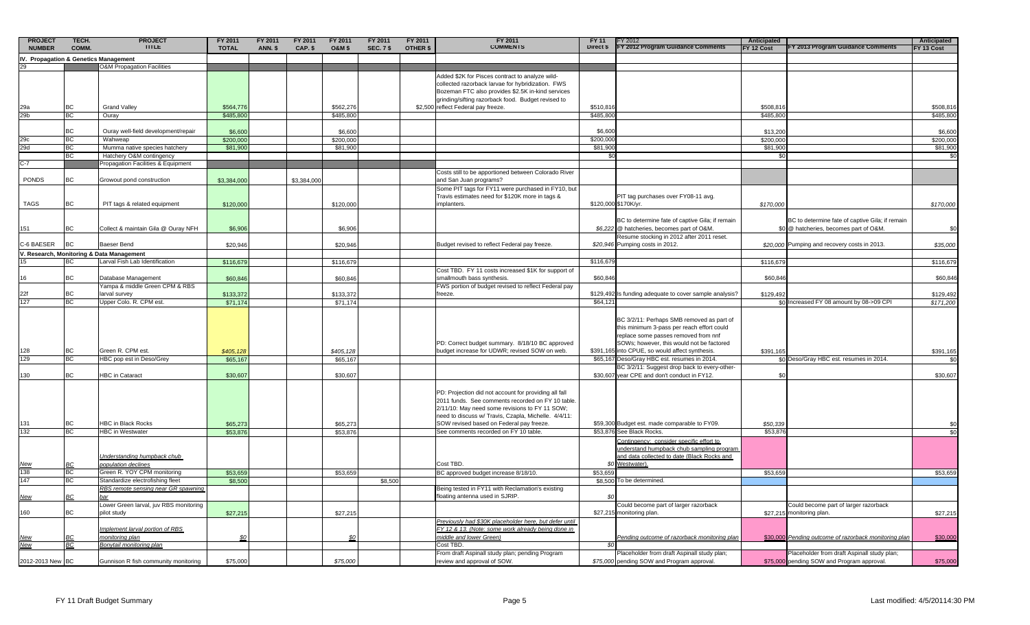| PROJECT NUMBER | TECH. COMM. | PROJECT TITLE | FY 2011 TOTAL | FY 2011 ANN. $ | FY 2011 CAP. $ | FY 2011 O&M $ | FY 2011 SEC. 7 $ | FY 2011 OTHER $ | FY 2011 COMMENTS | FY 11 Direct $ | FY 2012 FY 2012 Program Guidance Comments | Anticipated FY 12 Cost | FY 2013 Program Guidance Comments | Anticipated FY 13 Cost |
|---|---|---|---|---|---|---|---|---|---|---|---|---|---|---|
| **IV. Propagation & Genetics Management** | | | | | | | | | | | | | | |
| 29 | | O&M Propagation Facilities | | | | | | | | | | | | |
| 29a | BC | Grand Valley | $564,776 | | | $562,276 | | $2,500 | Added $2K for Pisces contract to analyze wild-collected razorback larvae for hybridization. FWS Bozeman FTC also provides $2.5K in-kind services grinding/sifting razorback food. Budget revised to reflect Federal pay freeze. | $510,816 | | $508,816 | | $508,816 |
| 29b | BC | Ouray | $485,800 | | | $485,800 | | | | $485,800 | | $485,800 | | $485,800 |
| | BC | Ouray well-field development/repair | $6,600 | | | $6,600 | | | | $6,600 | | $13,200 | | $6,600 |
| 29c | BC | Wahweap | $200,000 | | | $200,000 | | | | $200,000 | | $200,000 | | $200,000 |
| 29d | BC | Mumma native species hatchery | $81,900 | | | $81,900 | | | | $81,900 | | $81,900 | | $81,900 |
| | BC | Hatchery O&M contingency | | | | | | | | $0 | | $0 | | $0 |
| C-7 | | Propagation Facilities & Equipment | | | | | | | | | | | | |
| PONDS | BC | Growout pond construction | $3,384,000 | | $3,384,000 | | | | Costs still to be apportioned between Colorado River and San Juan programs? | | | | | |
| TAGS | BC | PIT tags & related equipment | $120,000 | | | $120,000 | | | Some PIT tags for FY11 were purchased in FY10, but Travis estimates need for $120K more in tags & implanters. | $120,000 | PIT tag purchases over FY08-11 avg. $170K/yr. | *$170,000* | | *$170,000* |
| 151 | BC | Collect & maintain Gila @ Ouray NFH | $6,906 | | | $6,906 | | | | *$6,222* | BC to determine fate of captive Gila; if remain @ hatcheries, becomes part of O&M. | $0 | BC to determine fate of captive Gila; if remain @ hatcheries, becomes part of O&M. | $0 |
| C-6 BAESER | BC | Baeser Bend | $20,946 | | | $20,946 | | | Budget revised to reflect Federal pay freeze. | *$20,946* | Resume stocking in 2012 after 2011 reset. Pumping costs in 2012. | *$20,000* | Pumping and recovery costs in 2013. | *$35,000* |
| **V. Research, Monitoring & Data Management** | | | | | | | | | | | | | | |
| 15 | BC | Larval Fish Lab Identification | $116,679 | | | $116,679 | | | | $116,679 | | $116,679 | | $116,679 |
| 16 | BC | Database Management | $60,846 | | | $60,846 | | | Cost TBD. FY 11 costs increased $1K for support of smallmouth bass synthesis. | $60,846 | | $60,846 | | $60,846 |
| 22f | BC | Yampa & middle Green CPM & RBS larval survey | $133,372 | | | $133,372 | | | FWS portion of budget revised to reflect Federal pay freeze. | $129,492 | Is funding adequate to cover sample analysis? | $129,492 | | $129,492 |
| 127 | BC | Upper Colo. R. CPM est. | $71,174 | | | $71,174 | | | | $64,121 | | $0 | Increased FY 08 amount by 08->09 CPI | *$171,200* |
| 128 | BC | Green R. CPM est. | *$405,128* | | | *$405,128* | | | PD: Correct budget summary. 8/18/10 BC approved budget increase for UDWR; revised SOW on web. | $391,165 | BC 3/2/11: Perhaps SMB removed as part of this minimum 3-pass per reach effort could replace some passes removed from nnf SOWs; however, this would not be factored into CPUE, so would affect synthesis. | $391,165 | | $391,165 |
| 129 | BC | HBC pop est in Deso/Grey | $65,167 | | | $65,167 | | | | $65,167 | Deso/Gray HBC est. resumes in 2014. | $0 | Deso/Gray HBC est. resumes in 2014. | $0 |
| 130 | BC | HBC in Cataract | $30,607 | | | $30,607 | | | | $30,607 | BC 3/2/11: Suggest drop back to every-other-year CPE and don't conduct in FY12. | $0 | | $30,607 |
| 131 | BC | HBC in Black Rocks | *$65,273* | | | $65,273 | | | PD: Projection did not account for providing all fall 2011 funds. See comments recorded on FY 10 table. 2/11/10: May need some revisions to FY 11 SOW; need to discuss w/ Travis, Czapla, Michelle. 4/4/11: SOW revised based on Federal pay freeze. | $59,300 | Budget est. made comparable to FY09. | *$50,339* | | $0 |
| 132 | BC | HBC in Westwater | $53,876 | | | $53,876 | | | See comments recorded on FY 10 table. | $53,876 | See Black Rocks. | $53,876 | | $0 |
| *New* | *BC* | *Understanding humpback chub population declines* | | | | | | | Cost TBD. | $0 | *Contingency: consider specific effort to understand humpback chub sampling program and data collected to date (Black Rocks and Westwater).* | | | |
| 138 | BC | Green R. YOY CPM monitoring | $53,659 | | | $53,659 | | | BC approved budget increase 8/18/10. | $53,659 | | $53,659 | | $53,659 |
| 147 | BC | Standardize electrofishing fleet | $8,500 | | | | $8,500 | | | $8,500 | To be determined. | | | |
| *New* | *BC* | *RBS remote sensing near GR spawning bar* | | | | | | | Being tested in FY11 with Reclamation's existing floating antenna used in SJRIP. | *$0* | | | | |
| 160 | BC | Lower Green larval, juv RBS monitoring pilot study | $27,215 | | | $27,215 | | | | $27,215 | Could become part of larger razorback monitoring plan. | $27,215 | Could become part of larger razorback monitoring plan. | $27,215 |
| *New* | *BC* | *Implement larval portion of RBS monitoring plan* | *$0* | | | *$0* | | | *Previously had $30K placeholder here, but defer until FY 12 & 13. (Note: some work already being done in middle and lower Green)* | | *Pending outcome of razorback monitoring plan* | $30,000 | *Pending outcome of razorback monitoring plan* | $30,000 |
| *New* | *BC* | *Bonytail monitoring plan* | | | | | | | Cost TBD. | *$0* | | | | |
| 2012-2013 New | BC | Gunnison R fish community monitoring | $75,000 | | | *$75,000* | | | From draft Aspinall study plan; pending Program review and approval of SOW. | *$75,000* | Placeholder from draft Aspinall study plan; pending SOW and Program approval. | $75,000 | Placeholder from draft Aspinall study plan; pending SOW and Program approval. | $75,000 |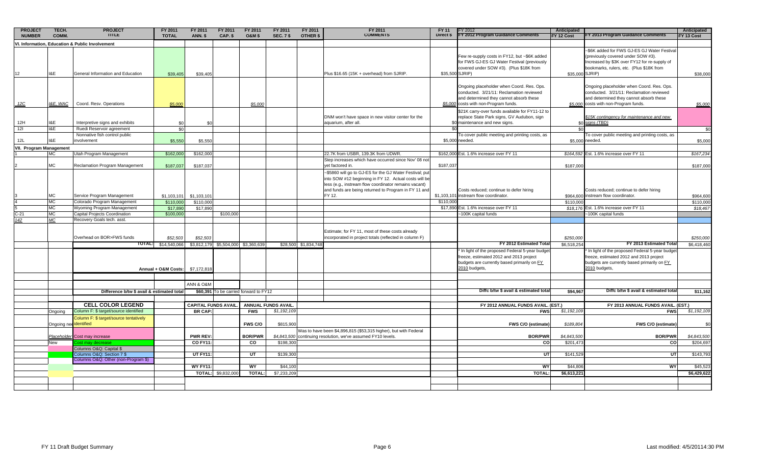| PROJECT NUMBER | TECH. COMM. | PROJECT TITLE | FY 2011 TOTAL | FY 2011 ANN. $ | FY 2011 CAP. $ | FY 2011 O&M $ | FY 2011 SEC. 7 $ | FY 2011 OTHER $ | FY 2011 COMMENTS | FY 11 Direct $ | FY 2012 FY 2012 Program Guidance Comments | Anticipated FY 12 Cost | FY 2013 Program Guidance Comments | Anticipated FY 13 Cost |
|---|---|---|---|---|---|---|---|---|---|---|---|---|---|---|
| VI. Information, Education & Public Involvement | | | | | | | | | | | | | | |
| 12 | I&E | General Information and Education | $39,405 | $39,405 | | | | | Plus $16.65 (15K + overhead) from SJRIP. | $35,500 | Few re-supply costs in FY12, but ~$6K added for FWS GJ-ES GJ Water Festival (previously covered under SOW #3). (Plus $18K from SJRIP) | $35,000 | ~$6K added for FWS GJ-ES GJ Water Festival (previously covered under SOW #3). Increased by $3K over FY12 for re-supply of bookmarks, rulers, etc. (Plus $18K from SJRIP) | $38,000 |
| _12C_ | _I&E, WAC_ | Coord. Resv. Operations | _$5,000_ | | | _$5,000_ | | | | | Ongoing placeholder when Coord. Res. Ops. conducted. 3/21/11: Reclamation reviewed and determined they cannot absorb these costs with non-Program funds. | _$5,000_ | Ongoing placeholder when Coord. Res. Ops. conducted. 3/21/11: Reclamation reviewed and determined they cannot absorb these costs with non-Program funds. | _$5,000_ |
| 12H | I&E | Interpretive signs and exhibits | $0 | $0 | | | | | DNM won't have space in new visitor center for the aquarium, after all. | | $21K carry-over funds available for FY11-12 to replace State Park signs, GV Audubon, sign maintenance and new signs. | $0 | _$15K contingency for maintenance and new signs (TBD)_ | |
| 12I | I&E | Ruedi Reservoir agreement | $0 | | | | | | | $0 | | $0 | | $0 |
| 12L | I&E | Nonnative fish control public involvement | $5,550 | $5,550 | | | | | | $5,000 | To cover public meeting and printing costs, as needed. | $5,000 | To cover public meeting and printing costs, as needed. | $5,000 |
| VII. Program Management | | | | | | | | | | | | | | |
| 1 | MC | Utah Program Management | $162,000 | $162,000 | | | | | 22.7K from USBR, 139.3K from UDWR. | $162,000 | Est. 1.6% increase over FY 11 | _$164,592_ | Est. 1.6% increase over FY 11 | _$167,234_ |
| 2 | MC | Reclamation Program Management | $187,037 | $187,037 | | | | | Step increases which have occurred since Nov' 08 not yet factored in. | $187,037 | | $187,000 | | $187,000 |
| 3 | MC | Service Program Management | $1,103,101 | $1,103,101 | | | | | ~$5860 will go to GJ-ES for the GJ Water Festival; put into SOW #12 beginning in FY 12. Actual costs will be less (e.g., instream flow coordinator remains vacant) and funds are being returned to Program in FY 11 and FY 12. | $1,103,101 | Costs reduced; continue to defer hiring instream flow coordinator. | $964,600 | Costs reduced; continue to defer hiring instream flow coordinator. | $964,600 |
| 4 | MC | Colorado Program Management | $110,000 | $110,000 | | | | | | $110,000 | | $110,000 | | $110,000 |
| 5 | MC | Wyoming Program Management | $17,890 | $17,890 | | | | | | $17,890 | Est. 1.6% increase over FY 11 | _$18,176_ | Est. 1.6% increase over FY 11 | _$18,467_ |
| C-21 | MC | Capital Projects Coordination | $100,000 | | $100,000 | | | | | | ~100K capital funds | | ~100K capital funds | |
| _142_ | _MC_ | Recovery Goals tech. asst. | | | | | | | | | | | | |
| | | Overhead on BOR>FWS funds | _$52,503_ | _$52,503_ | | | | | Estimate; for FY 11, most of these costs already incorporated in project totals (reflected in column F) | | | _$250,000_ | | _$250,000_ |
| | | TOTAL: | $14,540,066 | $3,812,179 | $5,504,000 | $3,360,639 | $28,500 | $1,834,748 | | | FY 2012 Estimated Total | $6,518,254 | FY 2013 Estimated Total | $6,418,460 |
| | | Annual + O&M Costs: | | $7,172,818 | | | | | | | * In light of the proposed Federal 5-year budget freeze, estimated 2012 and 2013 project budgets are currently based primarily on FY 2010 budgets, | | * In light of the proposed Federal 5-year budget freeze, estimated 2012 and 2013 project budgets are currently based primarily on FY 2010 budgets, | |
| | | | | ANN & O&M | | | | | | | | | | |
| | | Difference b/tw $ avail & estimated total | | $60,391 | To be carried forward to FY12 | | | | | | Diffc b/tw $ avail & estimated total | $94,967 | Diffc b/tw $ avail & estimated total | $11,162 |

| CELL COLOR LEGEND | | CAPITAL FUNDS AVAIL. | | ANNUAL FUNDS AVAIL. | | FY 2012 ANNUAL FUNDS AVAIL. (EST.) | | FY 2013 ANNUAL FUNDS AVAIL. (EST.) | |
|---|---|---|---|---|---|---|---|---|---|
| Ongoing | Column F: $ target/source identified | BR CAP: | | FWS | _$1,192,109_ | FWS | _$1,192,109_ | FWS | _$1,192,109_ |
| Ongoing need identified | Column F: $ target/source tentatively identified | | | FWS C/O | $815,900 | FWS C/O (estimate) | _$189,804_ | FWS C/O (estimate) | $0 |
| _Placeholder_ | Cost may increase | PWR REV: | | BOR/PWR | _$4,843,500_ | BOR/PWR | _$4,843,500_ | BOR/PWR | _$4,843,500_ |
| New | Cost may decrease | CO FY11: | | CO | $198,300 | CO | $201,473 | CO | $204,697 |
| | Columns O&Q: Capital $ | | | | | | | | |
| | Columns O&Q: Section 7 $ | UT FY11: | | UT | $139,300 | UT | $141,529 | UT | $143,793 |
| | Columns O&Q: Other (non-Program $) | | | | | | | | |
| | | WY FY11: | | WY | $44,100 | WY | $44,806 | WY | $45,523 |
| | | TOTAL: | $9,832,000 | TOTAL: | $7,233,209 | TOTAL: | $6,613,221 | | $6,429,622 |

Note (BOR/PWR, FY 2011): Was to have been $4,896,815 ($53,315 higher), but with Federal continuing resolution, we've assumed FY10 levels.